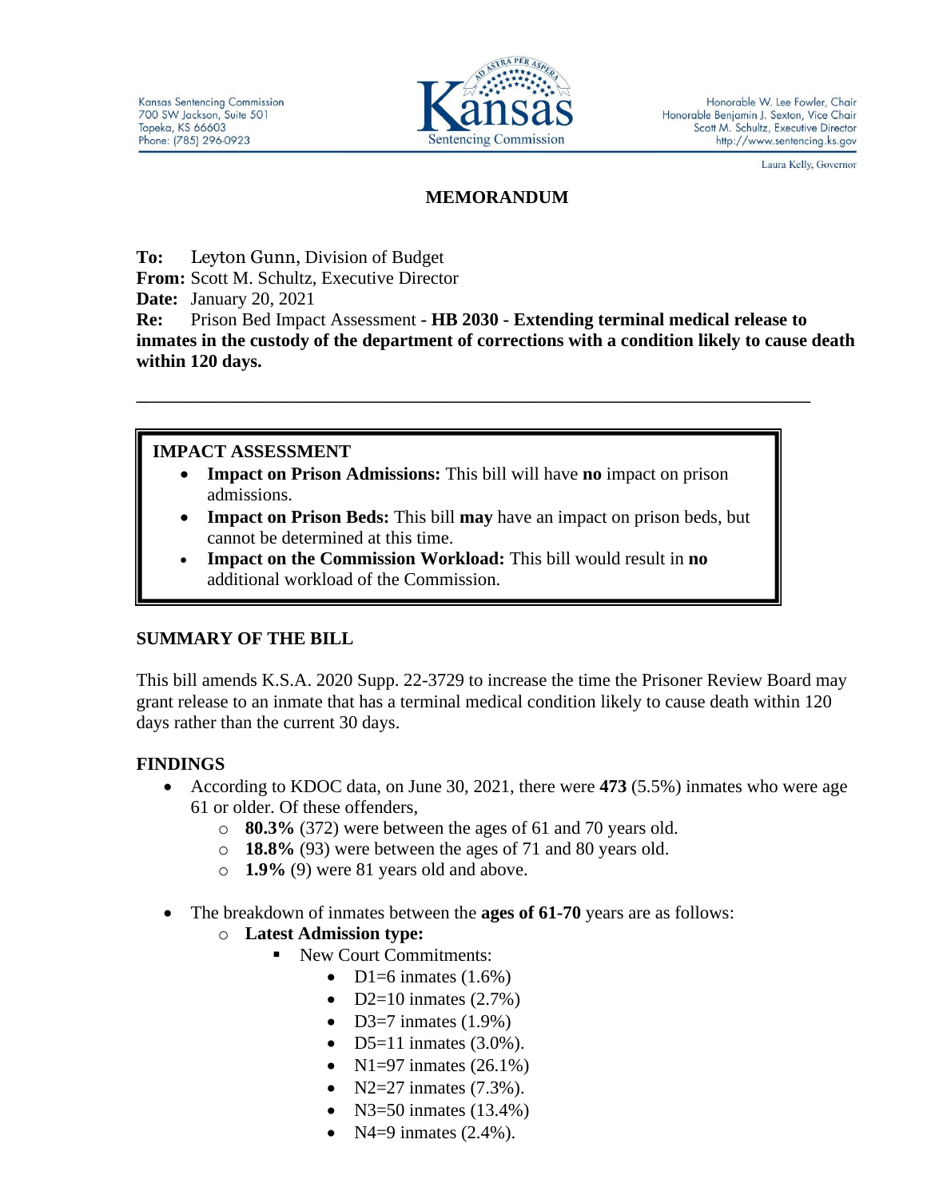Kansas Sentencing Commission
700 SW Jackson, Suite 501
Topeka, KS 66603
Phone: (785) 296-0923

Kansas Sentencing Commission

Honorable W. Lee Fowler, Chair
Honorable Benjamin J. Sexton, Vice Chair
Scott M. Schultz, Executive Director
http://www.sentencing.ks.gov

Laura Kelly, Governor

# MEMORANDUM

**To:** Leyton Gunn, Division of Budget
**From:** Scott M. Schultz, Executive Director
**Date:** January 20, 2021
**Re:** Prison Bed Impact Assessment - **HB 2030 - Extending terminal medical release to inmates in the custody of the department of corrections with a condition likely to cause death within 120 days.**

---

**IMPACT ASSESSMENT**

- **Impact on Prison Admissions:** This bill will have **no** impact on prison admissions.
- **Impact on Prison Beds:** This bill **may** have an impact on prison beds, but cannot be determined at this time.
- **Impact on the Commission Workload:** This bill would result in **no** additional workload of the Commission.

## SUMMARY OF THE BILL

This bill amends K.S.A. 2020 Supp. 22-3729 to increase the time the Prisoner Review Board may grant release to an inmate that has a terminal medical condition likely to cause death within 120 days rather than the current 30 days.

## FINDINGS

- According to KDOC data, on June 30, 2021, there were **473** (5.5%) inmates who were age 61 or older. Of these offenders,
  - **80.3%** (372) were between the ages of 61 and 70 years old.
  - **18.8%** (93) were between the ages of 71 and 80 years old.
  - **1.9%** (9) were 81 years old and above.

- The breakdown of inmates between the **ages of 61-70** years are as follows:
  - **Latest Admission type:**
    - New Court Commitments:
      - D1=6 inmates (1.6%)
      - D2=10 inmates (2.7%)
      - D3=7 inmates (1.9%)
      - D5=11 inmates (3.0%).
      - N1=97 inmates (26.1%)
      - N2=27 inmates (7.3%).
      - N3=50 inmates (13.4%)
      - N4=9 inmates (2.4%).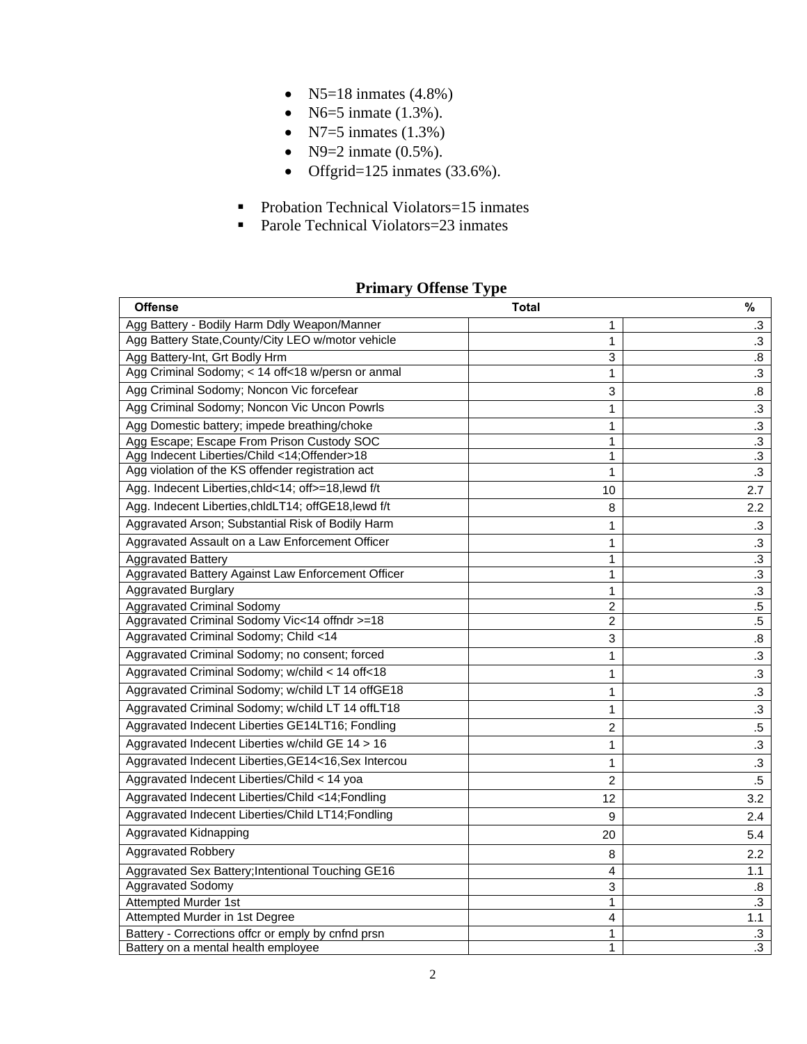- N5=18 inmates (4.8%)
- N6=5 inmate (1.3%).
- N7=5 inmates (1.3%)
- N9=2 inmate (0.5%).
- Offgrid=125 inmates (33.6%).

- Probation Technical Violators=15 inmates
- Parole Technical Violators=23 inmates

**Primary Offense Type**

| Offense | Total | % |
|---|---|---|
| Agg Battery - Bodily Harm Ddly Weapon/Manner | 1 | .3 |
| Agg Battery State,County/City LEO w/motor vehicle | 1 | .3 |
| Agg Battery-Int, Grt Bodly Hrm | 3 | .8 |
| Agg Criminal Sodomy; < 14 off<18 w/persn or anmal | 1 | .3 |
| Agg Criminal Sodomy; Noncon Vic forcefear | 3 | .8 |
| Agg Criminal Sodomy; Noncon Vic Uncon Powrls | 1 | .3 |
| Agg Domestic battery; impede breathing/choke | 1 | .3 |
| Agg Escape; Escape From Prison Custody SOC | 1 | .3 |
| Agg Indecent Liberties/Child <14;Offender>18 | 1 | .3 |
| Agg violation of the KS offender registration act | 1 | .3 |
| Agg. Indecent Liberties,chld<14; off>=18,lewd f/t | 10 | 2.7 |
| Agg. Indecent Liberties,chldLT14; offGE18,lewd f/t | 8 | 2.2 |
| Aggravated Arson; Substantial Risk of Bodily Harm | 1 | .3 |
| Aggravated Assault on a Law Enforcement Officer | 1 | .3 |
| Aggravated Battery | 1 | .3 |
| Aggravated Battery Against Law Enforcement Officer | 1 | .3 |
| Aggravated Burglary | 1 | .3 |
| Aggravated Criminal Sodomy | 2 | .5 |
| Aggravated Criminal Sodomy Vic<14 offndr >=18 | 2 | .5 |
| Aggravated Criminal Sodomy; Child <14 | 3 | .8 |
| Aggravated Criminal Sodomy; no consent; forced | 1 | .3 |
| Aggravated Criminal Sodomy; w/child < 14 off<18 | 1 | .3 |
| Aggravated Criminal Sodomy; w/child LT 14 offGE18 | 1 | .3 |
| Aggravated Criminal Sodomy; w/child LT 14 offLT18 | 1 | .3 |
| Aggravated Indecent Liberties GE14LT16; Fondling | 2 | .5 |
| Aggravated Indecent Liberties w/child GE 14 > 16 | 1 | .3 |
| Aggravated Indecent Liberties,GE14<16,Sex Intercou | 1 | .3 |
| Aggravated Indecent Liberties/Child < 14 yoa | 2 | .5 |
| Aggravated Indecent Liberties/Child <14;Fondling | 12 | 3.2 |
| Aggravated Indecent Liberties/Child LT14;Fondling | 9 | 2.4 |
| Aggravated Kidnapping | 20 | 5.4 |
| Aggravated Robbery | 8 | 2.2 |
| Aggravated Sex Battery;Intentional Touching GE16 | 4 | 1.1 |
| Aggravated Sodomy | 3 | .8 |
| Attempted Murder 1st | 1 | .3 |
| Attempted Murder in 1st Degree | 4 | 1.1 |
| Battery - Corrections offcr or emply by cnfnd prsn | 1 | .3 |
| Battery on a mental health employee | 1 | .3 |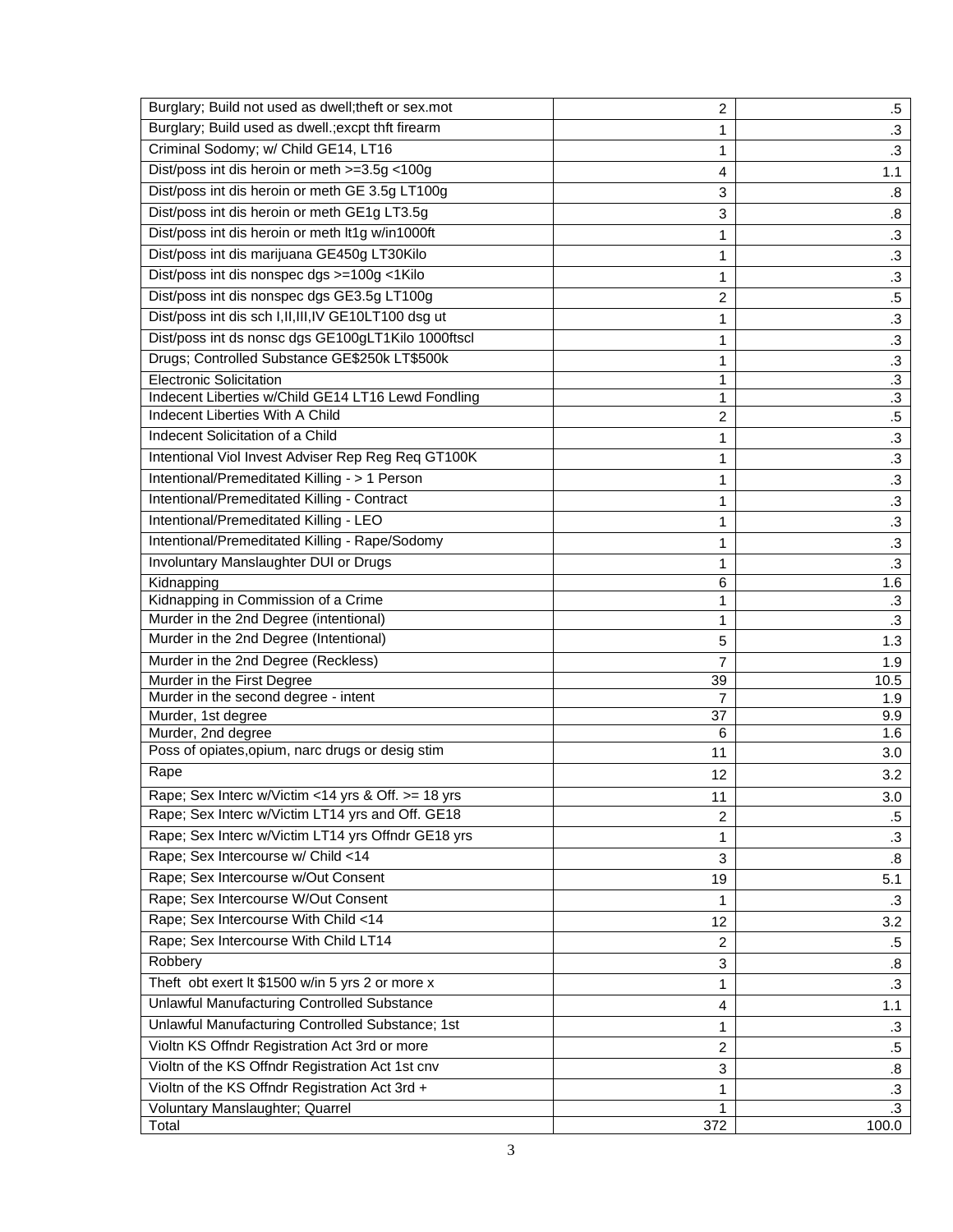| Burglary; Build not used as dwell;theft or sex.mot | 2 | .5 |
|---|---|---|
| Burglary; Build used as dwell.;excpt thft firearm | 1 | .3 |
| Criminal Sodomy; w/ Child GE14, LT16 | 1 | .3 |
| Dist/poss int dis heroin or meth >=3.5g <100g | 4 | 1.1 |
| Dist/poss int dis heroin or meth GE 3.5g LT100g | 3 | .8 |
| Dist/poss int dis heroin or meth GE1g LT3.5g | 3 | .8 |
| Dist/poss int dis heroin or meth lt1g w/in1000ft | 1 | .3 |
| Dist/poss int dis marijuana GE450g LT30Kilo | 1 | .3 |
| Dist/poss int dis nonspec dgs >=100g <1Kilo | 1 | .3 |
| Dist/poss int dis nonspec dgs GE3.5g LT100g | 2 | .5 |
| Dist/poss int dis sch I,II,III,IV GE10LT100 dsg ut | 1 | .3 |
| Dist/poss int ds nonsc dgs GE100gLT1Kilo 1000ftscl | 1 | .3 |
| Drugs; Controlled Substance GE$250k LT$500k | 1 | .3 |
| Electronic Solicitation | 1 | .3 |
| Indecent Liberties w/Child GE14 LT16 Lewd Fondling | 1 | .3 |
| Indecent Liberties With A Child | 2 | .5 |
| Indecent Solicitation of a Child | 1 | .3 |
| Intentional Viol Invest Adviser Rep Reg Req GT100K | 1 | .3 |
| Intentional/Premeditated Killing - > 1 Person | 1 | .3 |
| Intentional/Premeditated Killing - Contract | 1 | .3 |
| Intentional/Premeditated Killing - LEO | 1 | .3 |
| Intentional/Premeditated Killing - Rape/Sodomy | 1 | .3 |
| Involuntary Manslaughter DUI or Drugs | 1 | .3 |
| Kidnapping | 6 | 1.6 |
| Kidnapping in Commission of a Crime | 1 | .3 |
| Murder in the 2nd Degree (intentional) | 1 | .3 |
| Murder in the 2nd Degree (Intentional) | 5 | 1.3 |
| Murder in the 2nd Degree (Reckless) | 7 | 1.9 |
| Murder in the First Degree | 39 | 10.5 |
| Murder in the second degree - intent | 7 | 1.9 |
| Murder, 1st degree | 37 | 9.9 |
| Murder, 2nd degree | 6 | 1.6 |
| Poss of opiates,opium, narc drugs or desig stim | 11 | 3.0 |
| Rape | 12 | 3.2 |
| Rape; Sex Interc w/Victim <14 yrs & Off. >= 18 yrs | 11 | 3.0 |
| Rape; Sex Interc w/Victim LT14 yrs and Off. GE18 | 2 | .5 |
| Rape; Sex Interc w/Victim LT14 yrs Offndr GE18 yrs | 1 | .3 |
| Rape; Sex Intercourse w/ Child <14 | 3 | .8 |
| Rape; Sex Intercourse w/Out Consent | 19 | 5.1 |
| Rape; Sex Intercourse W/Out Consent | 1 | .3 |
| Rape; Sex Intercourse With Child <14 | 12 | 3.2 |
| Rape; Sex Intercourse With Child LT14 | 2 | .5 |
| Robbery | 3 | .8 |
| Theft obt exert lt $1500 w/in 5 yrs 2 or more x | 1 | .3 |
| Unlawful Manufacturing Controlled Substance | 4 | 1.1 |
| Unlawful Manufacturing Controlled Substance; 1st | 1 | .3 |
| Violtn KS Offndr Registration Act 3rd or more | 2 | .5 |
| Violtn of the KS Offndr Registration Act 1st cnv | 3 | .8 |
| Violtn of the KS Offndr Registration Act 3rd + | 1 | .3 |
| Voluntary Manslaughter; Quarrel | 1 | .3 |
| Total | 372 | 100.0 |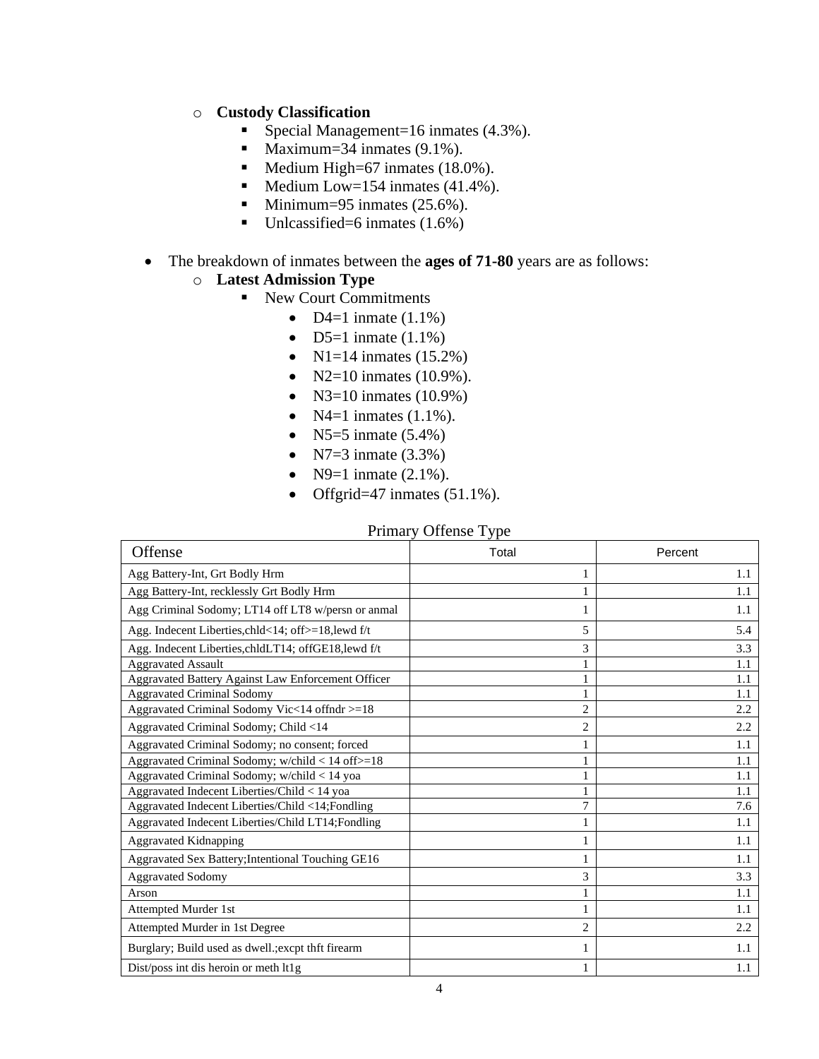- **Custody Classification**
  - Special Management=16 inmates (4.3%).
  - Maximum=34 inmates (9.1%).
  - Medium High=67 inmates (18.0%).
  - Medium Low=154 inmates (41.4%).
  - Minimum=95 inmates (25.6%).
  - Unlcassified=6 inmates (1.6%)

- The breakdown of inmates between the **ages of 71-80** years are as follows:
  - **Latest Admission Type**
    - New Court Commitments
      - D4=1 inmate (1.1%)
      - D5=1 inmate (1.1%)
      - N1=14 inmates (15.2%)
      - N2=10 inmates (10.9%).
      - N3=10 inmates (10.9%)
      - N4=1 inmates (1.1%).
      - N5=5 inmate (5.4%)
      - N7=3 inmate (3.3%)
      - N9=1 inmate (2.1%).
      - Offgrid=47 inmates (51.1%).

Primary Offense Type

| Offense | Total | Percent |
|---|---|---|
| Agg Battery-Int, Grt Bodly Hrm | 1 | 1.1 |
| Agg Battery-Int, recklessly Grt Bodly Hrm | 1 | 1.1 |
| Agg Criminal Sodomy; LT14 off LT8 w/persn or anmal | 1 | 1.1 |
| Agg. Indecent Liberties,chld<14; off>=18,lewd f/t | 5 | 5.4 |
| Agg. Indecent Liberties,chldLT14; offGE18,lewd f/t | 3 | 3.3 |
| Aggravated Assault | 1 | 1.1 |
| Aggravated Battery Against Law Enforcement Officer | 1 | 1.1 |
| Aggravated Criminal Sodomy | 1 | 1.1 |
| Aggravated Criminal Sodomy Vic<14 offndr >=18 | 2 | 2.2 |
| Aggravated Criminal Sodomy; Child <14 | 2 | 2.2 |
| Aggravated Criminal Sodomy; no consent; forced | 1 | 1.1 |
| Aggravated Criminal Sodomy; w/child < 14 off>=18 | 1 | 1.1 |
| Aggravated Criminal Sodomy; w/child < 14 yoa | 1 | 1.1 |
| Aggravated Indecent Liberties/Child < 14 yoa | 1 | 1.1 |
| Aggravated Indecent Liberties/Child <14;Fondling | 7 | 7.6 |
| Aggravated Indecent Liberties/Child LT14;Fondling | 1 | 1.1 |
| Aggravated Kidnapping | 1 | 1.1 |
| Aggravated Sex Battery;Intentional Touching GE16 | 1 | 1.1 |
| Aggravated Sodomy | 3 | 3.3 |
| Arson | 1 | 1.1 |
| Attempted Murder 1st | 1 | 1.1 |
| Attempted Murder in 1st Degree | 2 | 2.2 |
| Burglary; Build used as dwell.;excpt thft firearm | 1 | 1.1 |
| Dist/poss int dis heroin or meth lt1g | 1 | 1.1 |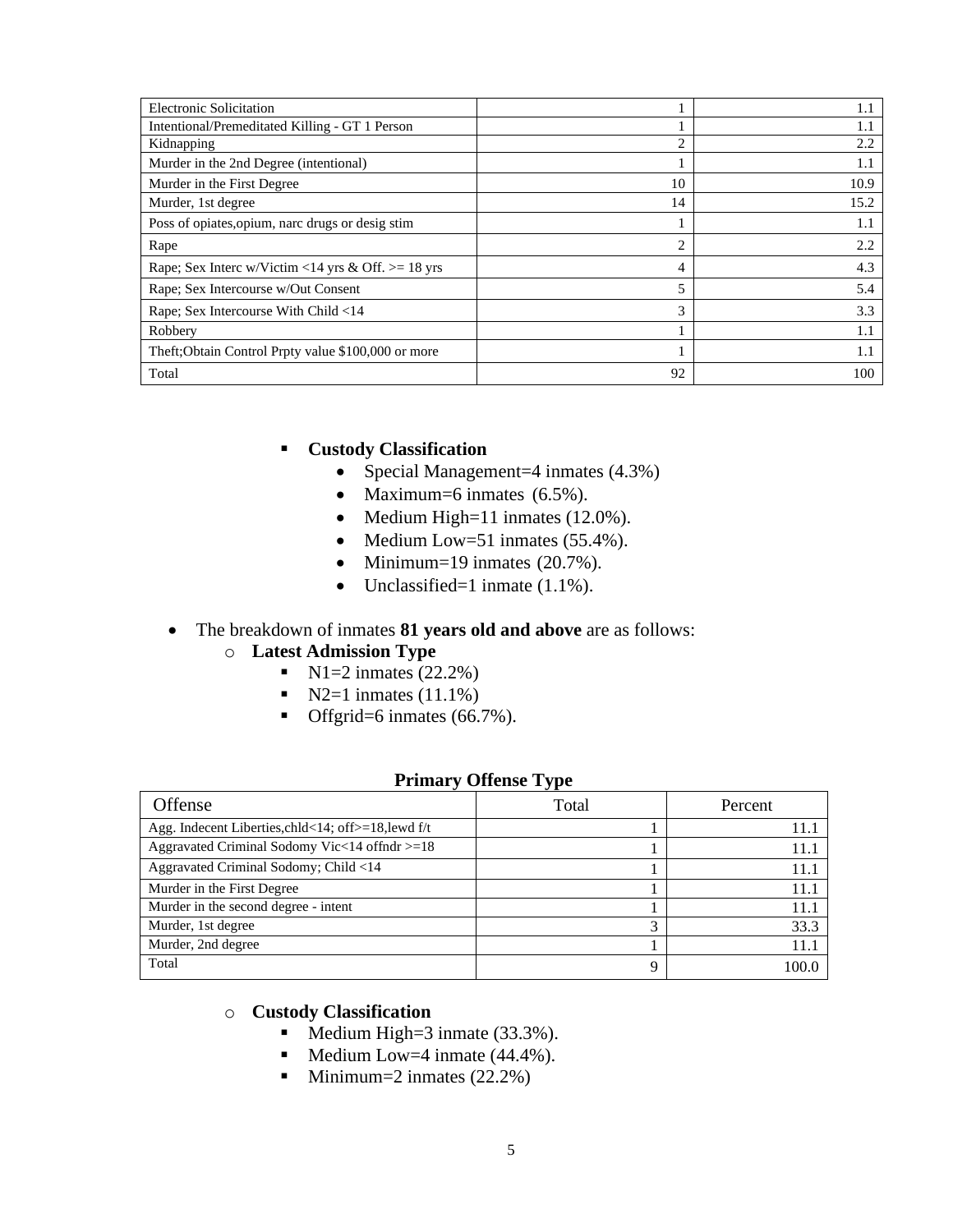| | | |
|---|---|---|
| Electronic Solicitation | 1 | 1.1 |
| Intentional/Premeditated Killing - GT 1 Person | 1 | 1.1 |
| Kidnapping | 2 | 2.2 |
| Murder in the 2nd Degree (intentional) | 1 | 1.1 |
| Murder in the First Degree | 10 | 10.9 |
| Murder, 1st degree | 14 | 15.2 |
| Poss of opiates,opium, narc drugs or desig stim | 1 | 1.1 |
| Rape | 2 | 2.2 |
| Rape; Sex Interc w/Victim <14 yrs & Off. >= 18 yrs | 4 | 4.3 |
| Rape; Sex Intercourse w/Out Consent | 5 | 5.4 |
| Rape; Sex Intercourse With Child <14 | 3 | 3.3 |
| Robbery | 1 | 1.1 |
| Theft;Obtain Control Prpty value $100,000 or more | 1 | 1.1 |
| Total | 92 | 100 |

- **Custody Classification**
  - Special Management=4 inmates (4.3%)
  - Maximum=6 inmates (6.5%).
  - Medium High=11 inmates (12.0%).
  - Medium Low=51 inmates (55.4%).
  - Minimum=19 inmates (20.7%).
  - Unclassified=1 inmate (1.1%).

- The breakdown of inmates **81 years old and above** are as follows:
  - **Latest Admission Type**
    - N1=2 inmates (22.2%)
    - N2=1 inmates (11.1%)
    - Offgrid=6 inmates (66.7%).

**Primary Offense Type**

| Offense | Total | Percent |
|---|---|---|
| Agg. Indecent Liberties,chld<14; off>=18,lewd f/t | 1 | 11.1 |
| Aggravated Criminal Sodomy Vic<14 offndr >=18 | 1 | 11.1 |
| Aggravated Criminal Sodomy; Child <14 | 1 | 11.1 |
| Murder in the First Degree | 1 | 11.1 |
| Murder in the second degree - intent | 1 | 11.1 |
| Murder, 1st degree | 3 | 33.3 |
| Murder, 2nd degree | 1 | 11.1 |
| Total | 9 | 100.0 |

  - **Custody Classification**
    - Medium High=3 inmate (33.3%).
    - Medium Low=4 inmate (44.4%).
    - Minimum=2 inmates (22.2%)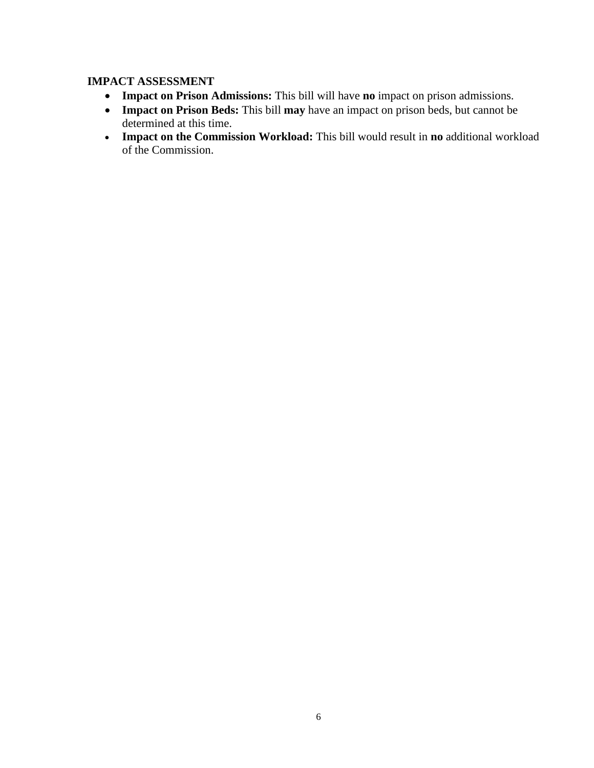**IMPACT ASSESSMENT**

- **Impact on Prison Admissions:** This bill will have **no** impact on prison admissions.
- **Impact on Prison Beds:** This bill **may** have an impact on prison beds, but cannot be determined at this time.
- **Impact on the Commission Workload:** This bill would result in **no** additional workload of the Commission.